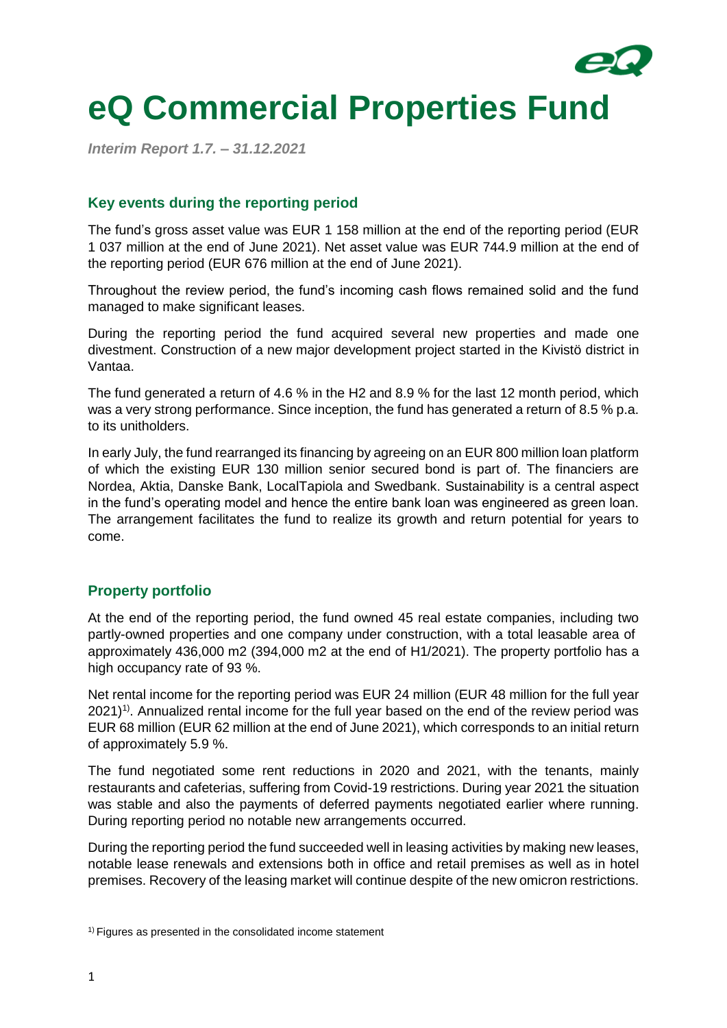# eQ Commercial Properties Fund

*Interim Report 1.7. – 31.12.2021*

## Key events during the reporting period

The fund's gross asset value was EUR 1 158 million at the end of the reporting period (EUR 1 037 million at the end of June 2021). Net asset value was EUR 744.9 million at the end of the reporting period (EUR 676 million at the end of June 2021).

Throughout the review period, the fund's incoming cash flows remained solid and the fund managed to make significant leases.

During the reporting period the fund acquired several new properties and made one divestment. Construction of a new major development project started in the Kivistö district in Vantaa.

The fund generated a return of 4.6 % in the H2 and 8.9 % for the last 12 month period, which was a very strong performance. Since inception, the fund has generated a return of 8.5 % p.a. to its unitholders.

In early July, the fund rearranged its financing by agreeing on an EUR 800 million loan platform of which the existing EUR 130 million senior secured bond is part of. The financiers are Nordea, Aktia, Danske Bank, LocalTapiola and Swedbank. Sustainability is a central aspect in the fund's operating model and hence the entire bank loan was engineered as green loan. The arrangement facilitates the fund to realize its growth and return potential for years to come.

## Property portfolio

At the end of the reporting period, the fund owned 45 real estate companies, including two partly-owned properties and one company under construction, with a total leasable area of approximately 436,000 m2 (394,000 m2 at the end of H1/2021). The property portfolio has a high occupancy rate of 93 %.

Net rental income for the reporting period was EUR 24 million (EUR 48 million for the full year 2021)[1)]. Annualized rental income for the full year based on the end of the review period was EUR 68 million (EUR 62 million at the end of June 2021), which corresponds to an initial return of approximately 5.9 %.

The fund negotiated some rent reductions in 2020 and 2021, with the tenants, mainly restaurants and cafeterias, suffering from Covid-19 restrictions. During year 2021 the situation was stable and also the payments of deferred payments negotiated earlier where running. During reporting period no notable new arrangements occurred.

During the reporting period the fund succeeded well in leasing activities by making new leases, notable lease renewals and extensions both in office and retail premises as well as in hotel premises. Recovery of the leasing market will continue despite of the new omicron restrictions.

[1)] Figures as presented in the consolidated income statement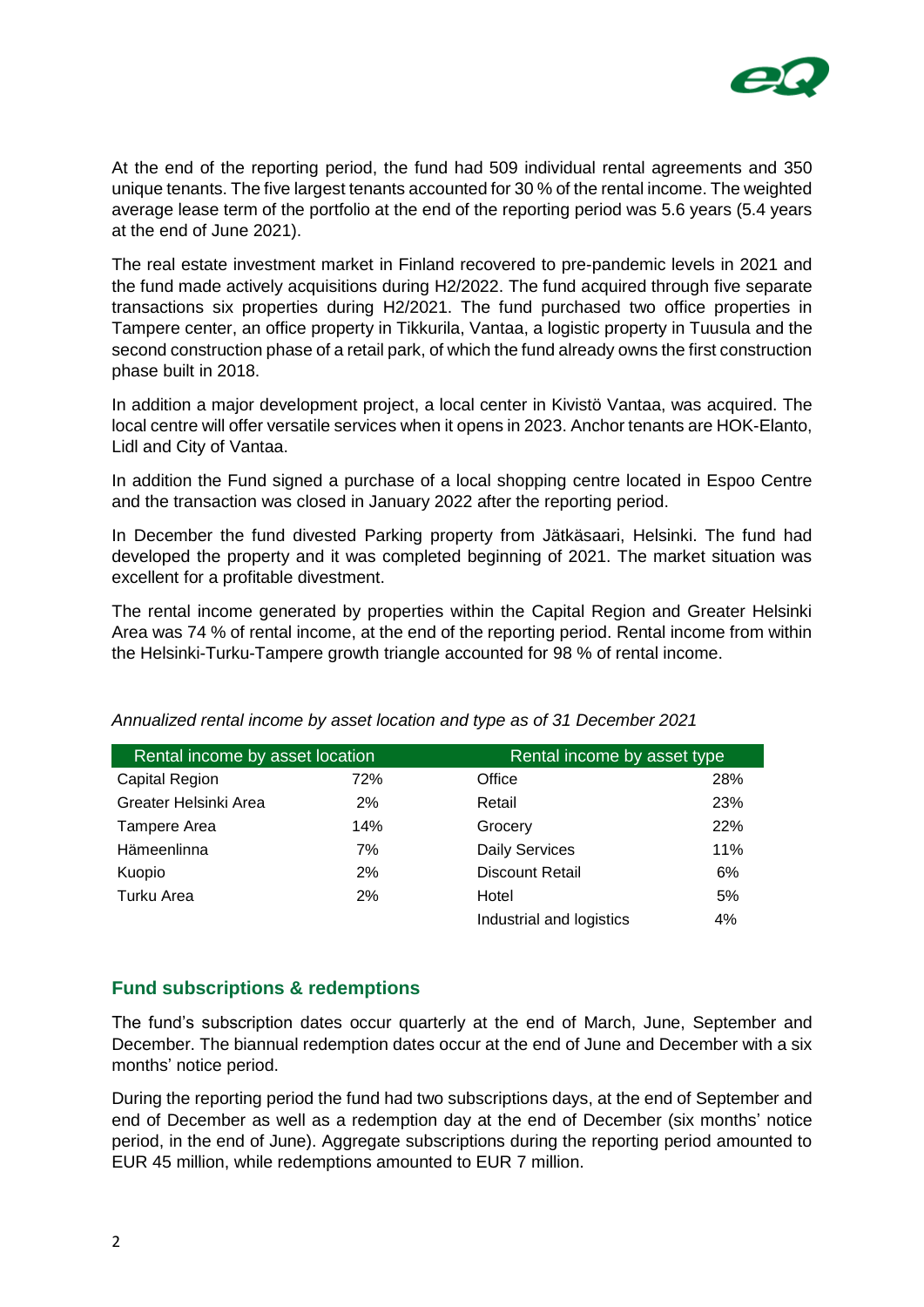At the end of the reporting period, the fund had 509 individual rental agreements and 350 unique tenants. The five largest tenants accounted for 30 % of the rental income. The weighted average lease term of the portfolio at the end of the reporting period was 5.6 years (5.4 years at the end of June 2021).

The real estate investment market in Finland recovered to pre-pandemic levels in 2021 and the fund made actively acquisitions during H2/2022. The fund acquired through five separate transactions six properties during H2/2021. The fund purchased two office properties in Tampere center, an office property in Tikkurila, Vantaa, a logistic property in Tuusula and the second construction phase of a retail park, of which the fund already owns the first construction phase built in 2018.

In addition a major development project, a local center in Kivistö Vantaa, was acquired. The local centre will offer versatile services when it opens in 2023. Anchor tenants are HOK-Elanto, Lidl and City of Vantaa.

In addition the Fund signed a purchase of a local shopping centre located in Espoo Centre and the transaction was closed in January 2022 after the reporting period.

In December the fund divested Parking property from Jätkäsaari, Helsinki. The fund had developed the property and it was completed beginning of 2021. The market situation was excellent for a profitable divestment.

The rental income generated by properties within the Capital Region and Greater Helsinki Area was 74 % of rental income, at the end of the reporting period. Rental income from within the Helsinki-Turku-Tampere growth triangle accounted for 98 % of rental income.

*Annualized rental income by asset location and type as of 31 December 2021*

| Rental income by asset location | | Rental income by asset type | |
|---|---|---|---|
| Capital Region | 72% | Office | 28% |
| Greater Helsinki Area | 2% | Retail | 23% |
| Tampere Area | 14% | Grocery | 22% |
| Hämeenlinna | 7% | Daily Services | 11% |
| Kuopio | 2% | Discount Retail | 6% |
| Turku Area | 2% | Hotel | 5% |
| | | Industrial and logistics | 4% |

## Fund subscriptions & redemptions

The fund's subscription dates occur quarterly at the end of March, June, September and December. The biannual redemption dates occur at the end of June and December with a six months' notice period.

During the reporting period the fund had two subscriptions days, at the end of September and end of December as well as a redemption day at the end of December (six months' notice period, in the end of June). Aggregate subscriptions during the reporting period amounted to EUR 45 million, while redemptions amounted to EUR 7 million.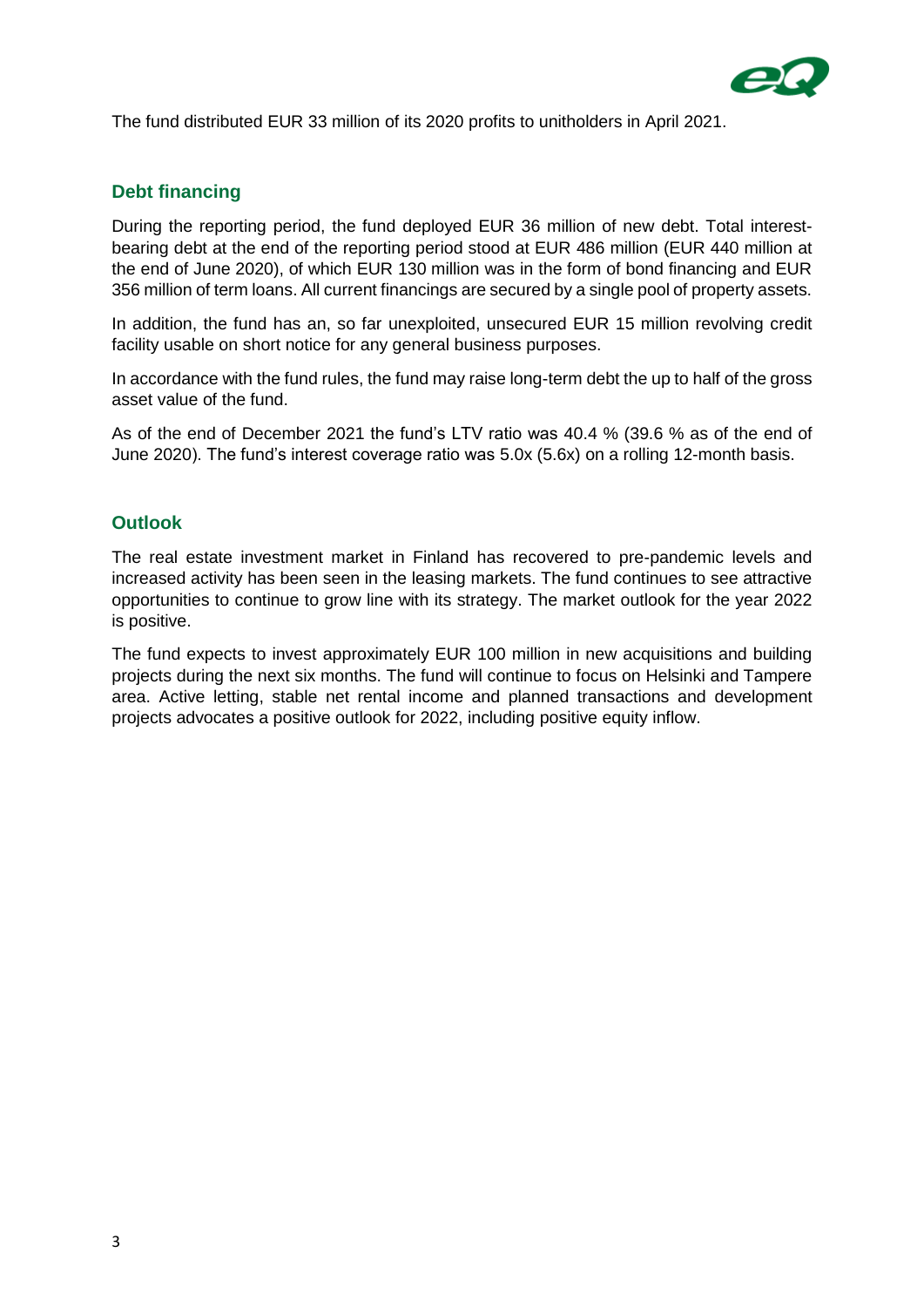The fund distributed EUR 33 million of its 2020 profits to unitholders in April 2021.

## Debt financing

During the reporting period, the fund deployed EUR 36 million of new debt. Total interest-bearing debt at the end of the reporting period stood at EUR 486 million (EUR 440 million at the end of June 2020), of which EUR 130 million was in the form of bond financing and EUR 356 million of term loans. All current financings are secured by a single pool of property assets.

In addition, the fund has an, so far unexploited, unsecured EUR 15 million revolving credit facility usable on short notice for any general business purposes.

In accordance with the fund rules, the fund may raise long-term debt the up to half of the gross asset value of the fund.

As of the end of December 2021 the fund's LTV ratio was 40.4 % (39.6 % as of the end of June 2020). The fund's interest coverage ratio was 5.0x (5.6x) on a rolling 12-month basis.

## Outlook

The real estate investment market in Finland has recovered to pre-pandemic levels and increased activity has been seen in the leasing markets. The fund continues to see attractive opportunities to continue to grow line with its strategy. The market outlook for the year 2022 is positive.

The fund expects to invest approximately EUR 100 million in new acquisitions and building projects during the next six months. The fund will continue to focus on Helsinki and Tampere area. Active letting, stable net rental income and planned transactions and development projects advocates a positive outlook for 2022, including positive equity inflow.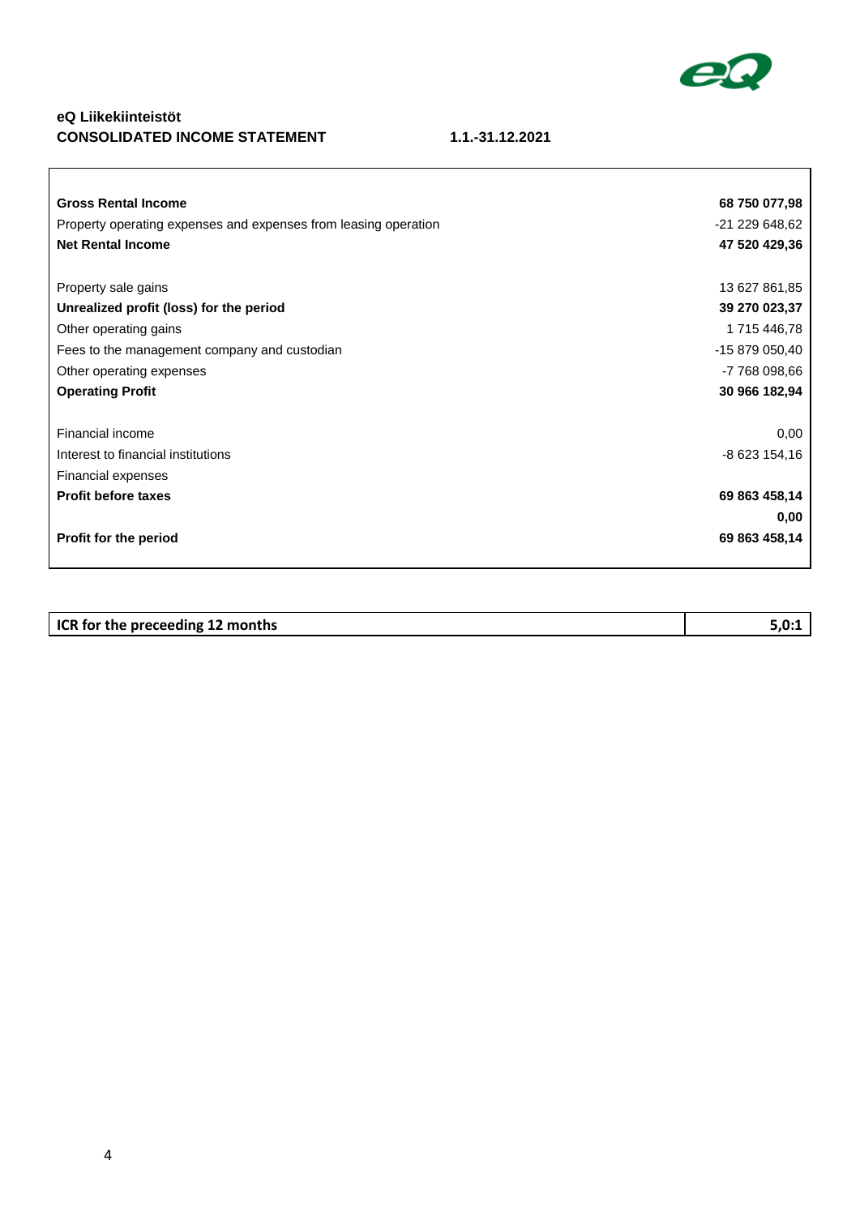**eQ Liikekiinteistöt**

**CONSOLIDATED INCOME STATEMENT** **1.1.-31.12.2021**

| | |
|---|---:|
| **Gross Rental Income** | **68 750 077,98** |
| Property operating expenses and expenses from leasing operation | -21 229 648,62 |
| **Net Rental Income** | **47 520 429,36** |
| | |
| Property sale gains | 13 627 861,85 |
| **Unrealized profit (loss) for the period** | **39 270 023,37** |
| Other operating gains | 1 715 446,78 |
| Fees to the management company and custodian | -15 879 050,40 |
| Other operating expenses | -7 768 098,66 |
| **Operating Profit** | **30 966 182,94** |
| | |
| Financial income | 0,00 |
| Interest to financial institutions | -8 623 154,16 |
| Financial expenses | |
| **Profit before taxes** | **69 863 458,14** |
| | **0,00** |
| **Profit for the period** | **69 863 458,14** |

| | |
|---|---:|
| **ICR for the preceeding 12 months** | **5,0:1** |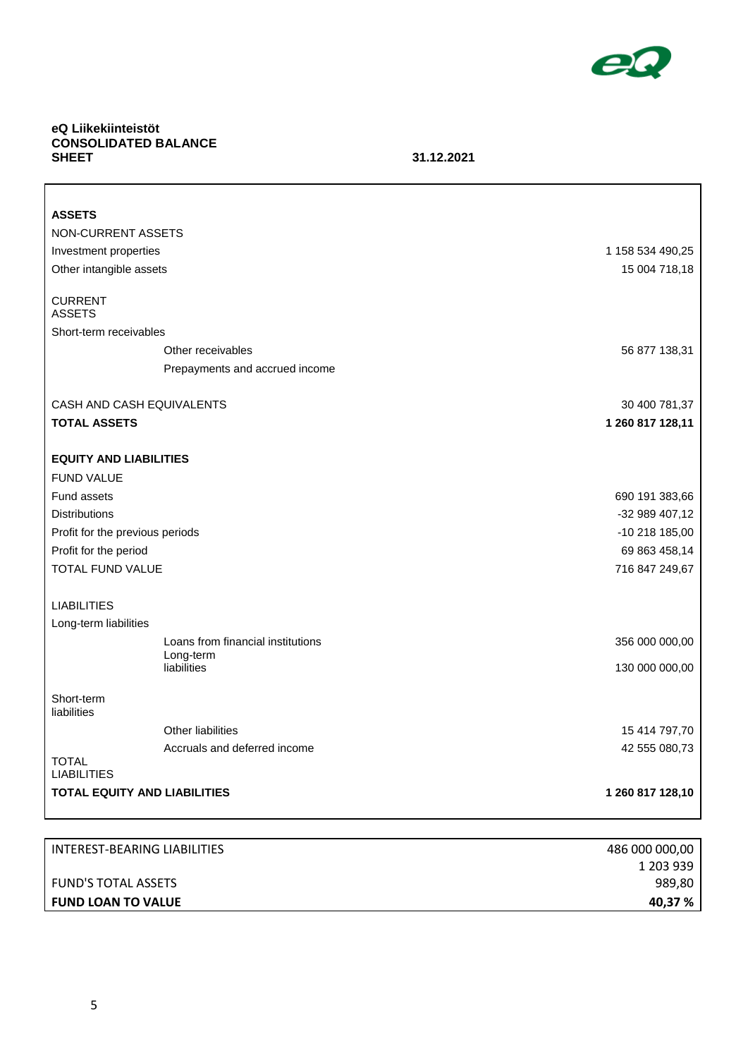**eQ Liikekiinteistöt**
**CONSOLIDATED BALANCE SHEET** **31.12.2021**

| | | |
|---|---|---|
| **ASSETS** | | |
| NON-CURRENT ASSETS | | |
| Investment properties | | 1 158 534 490,25 |
| Other intangible assets | | 15 004 718,18 |
| CURRENT ASSETS | | |
| Short-term receivables | | |
| | Other receivables | 56 877 138,31 |
| | Prepayments and accrued income | |
| CASH AND CASH EQUIVALENTS | | 30 400 781,37 |
| **TOTAL ASSETS** | | **1 260 817 128,11** |
| **EQUITY AND LIABILITIES** | | |
| FUND VALUE | | |
| Fund assets | | 690 191 383,66 |
| Distributions | | -32 989 407,12 |
| Profit for the previous periods | | -10 218 185,00 |
| Profit for the period | | 69 863 458,14 |
| TOTAL FUND VALUE | | 716 847 249,67 |
| LIABILITIES | | |
| Long-term liabilities | | |
| | Loans from financial institutions | 356 000 000,00 |
| | Long-term liabilities | 130 000 000,00 |
| Short-term liabilities | | |
| | Other liabilities | 15 414 797,70 |
| | Accruals and deferred income | 42 555 080,73 |
| TOTAL LIABILITIES | | |
| **TOTAL EQUITY AND LIABILITIES** | | **1 260 817 128,10** |

| | |
|---|---|
| INTEREST-BEARING LIABILITIES | 486 000 000,00 |
| FUND'S TOTAL ASSETS | 1 203 939 989,80 |
| **FUND LOAN TO VALUE** | **40,37 %** |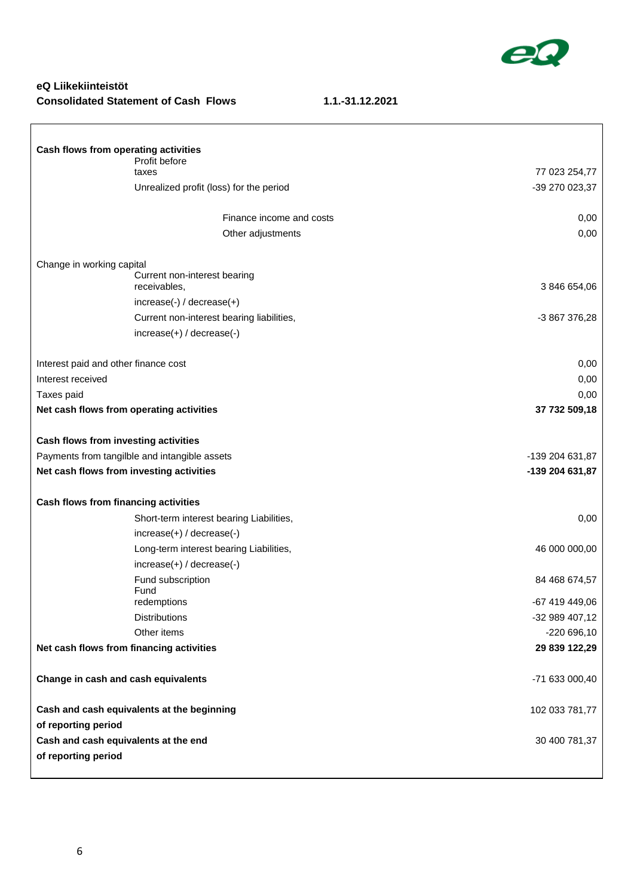**eQ Liikekiinteistöt**

**Consolidated Statement of Cash Flows** **1.1.-31.12.2021**

| | |
|---|---|
| **Cash flows from operating activities** | |
| Profit before taxes | 77 023 254,77 |
| Unrealized profit (loss) for the period | -39 270 023,37 |
| Finance income and costs | 0,00 |
| Other adjustments | 0,00 |
| Change in working capital | |
| Current non-interest bearing receivables, increase(-) / decrease(+) | 3 846 654,06 |
| Current non-interest bearing liabilities, increase(+) / decrease(-) | -3 867 376,28 |
| Interest paid and other finance cost | 0,00 |
| Interest received | 0,00 |
| Taxes paid | 0,00 |
| **Net cash flows from operating activities** | **37 732 509,18** |
| **Cash flows from investing activities** | |
| Payments from tangilble and intangible assets | -139 204 631,87 |
| **Net cash flows from investing activities** | **-139 204 631,87** |
| **Cash flows from financing activities** | |
| Short-term interest bearing Liabilities, increase(+) / decrease(-) | 0,00 |
| Long-term interest bearing Liabilities, increase(+) / decrease(-) | 46 000 000,00 |
| Fund subscription | 84 468 674,57 |
| Fund redemptions | -67 419 449,06 |
| Distributions | -32 989 407,12 |
| Other items | -220 696,10 |
| **Net cash flows from financing activities** | **29 839 122,29** |
| **Change in cash and cash equivalents** | -71 633 000,40 |
| **Cash and cash equivalents at the beginning of reporting period** | 102 033 781,77 |
| **Cash and cash equivalents at the end of reporting period** | 30 400 781,37 |